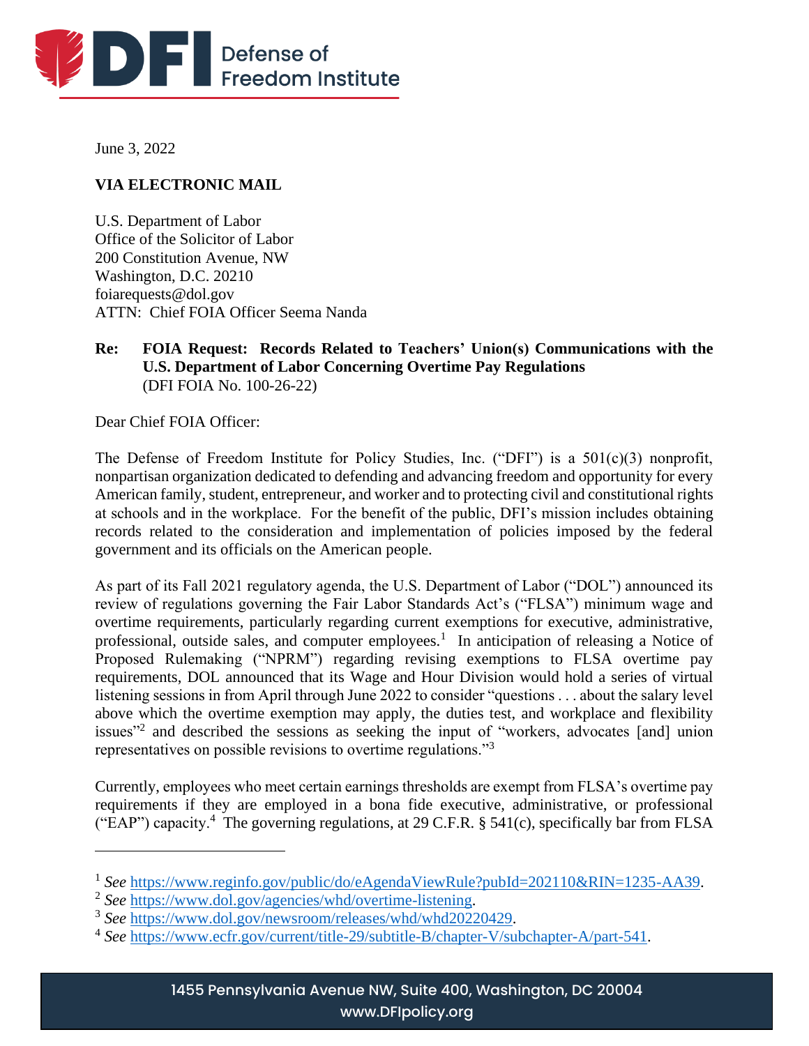June 3, 2022

**VIA ELECTRONIC MAIL**

U.S. Department of Labor
Office of the Solicitor of Labor
200 Constitution Avenue, NW
Washington, D.C. 20210
foiarequests@dol.gov
ATTN: Chief FOIA Officer Seema Nanda

**Re: FOIA Request: Records Related to Teachers' Union(s) Communications with the U.S. Department of Labor Concerning Overtime Pay Regulations**
(DFI FOIA No. 100-26-22)

Dear Chief FOIA Officer:

The Defense of Freedom Institute for Policy Studies, Inc. ("DFI") is a 501(c)(3) nonprofit, nonpartisan organization dedicated to defending and advancing freedom and opportunity for every American family, student, entrepreneur, and worker and to protecting civil and constitutional rights at schools and in the workplace. For the benefit of the public, DFI's mission includes obtaining records related to the consideration and implementation of policies imposed by the federal government and its officials on the American people.

As part of its Fall 2021 regulatory agenda, the U.S. Department of Labor ("DOL") announced its review of regulations governing the Fair Labor Standards Act's ("FLSA") minimum wage and overtime requirements, particularly regarding current exemptions for executive, administrative, professional, outside sales, and computer employees.[1] In anticipation of releasing a Notice of Proposed Rulemaking ("NPRM") regarding revising exemptions to FLSA overtime pay requirements, DOL announced that its Wage and Hour Division would hold a series of virtual listening sessions in from April through June 2022 to consider "questions . . . about the salary level above which the overtime exemption may apply, the duties test, and workplace and flexibility issues"[2] and described the sessions as seeking the input of "workers, advocates [and] union representatives on possible revisions to overtime regulations."[3]

Currently, employees who meet certain earnings thresholds are exempt from FLSA's overtime pay requirements if they are employed in a bona fide executive, administrative, or professional ("EAP") capacity.[4] The governing regulations, at 29 C.F.R. § 541(c), specifically bar from FLSA

---

[1] *See* https://www.reginfo.gov/public/do/eAgendaViewRule?pubId=202110&RIN=1235-AA39.

[2] *See* https://www.dol.gov/agencies/whd/overtime-listening.

[3] *See* https://www.dol.gov/newsroom/releases/whd/whd20220429.

[4] *See* https://www.ecfr.gov/current/title-29/subtitle-B/chapter-V/subchapter-A/part-541.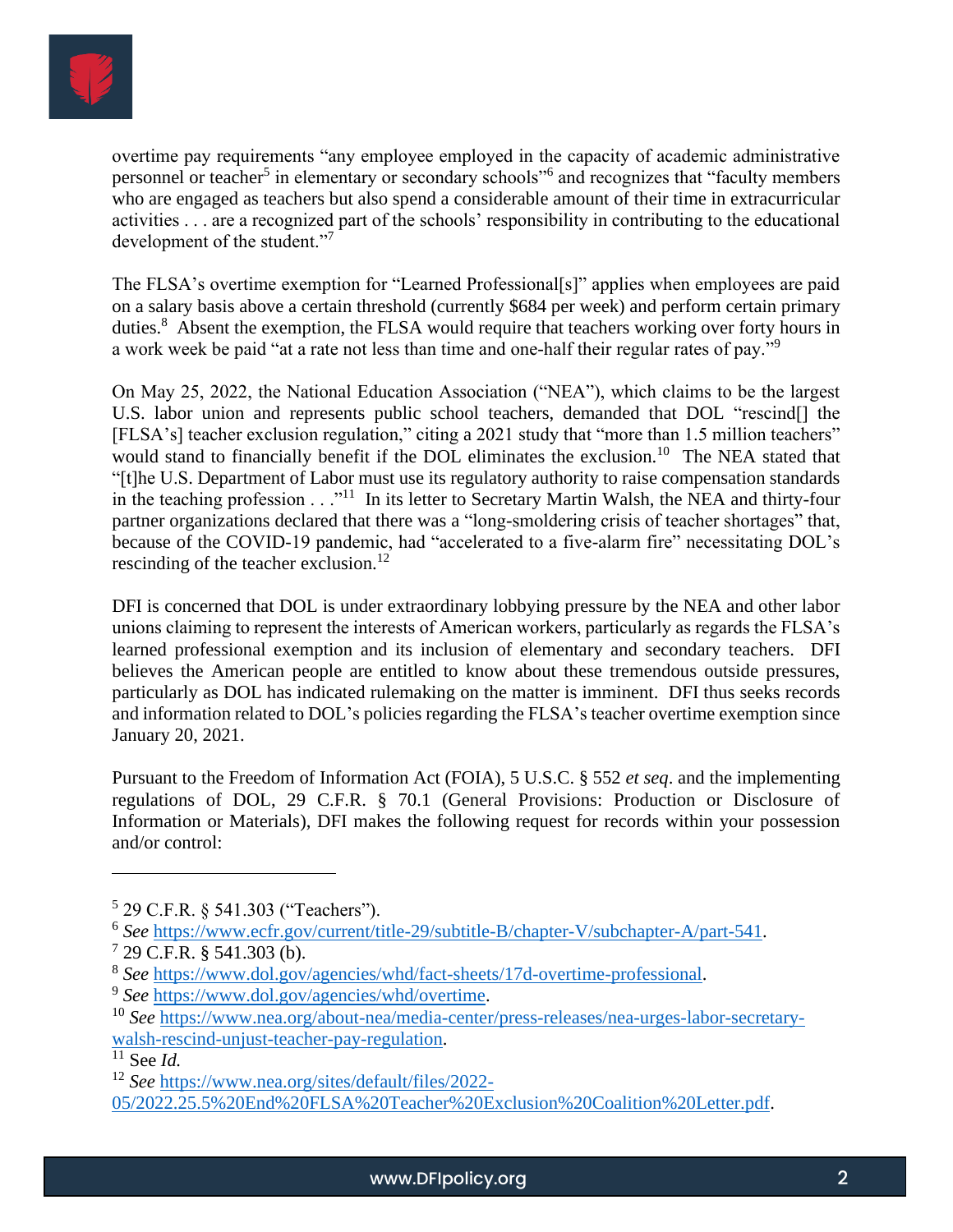overtime pay requirements "any employee employed in the capacity of academic administrative personnel or teacher[5] in elementary or secondary schools"[6] and recognizes that "faculty members who are engaged as teachers but also spend a considerable amount of their time in extracurricular activities . . . are a recognized part of the schools' responsibility in contributing to the educational development of the student."[7]

The FLSA's overtime exemption for "Learned Professional[s]" applies when employees are paid on a salary basis above a certain threshold (currently $684 per week) and perform certain primary duties.[8] Absent the exemption, the FLSA would require that teachers working over forty hours in a work week be paid "at a rate not less than time and one-half their regular rates of pay."[9]

On May 25, 2022, the National Education Association ("NEA"), which claims to be the largest U.S. labor union and represents public school teachers, demanded that DOL "rescind[] the [FLSA's] teacher exclusion regulation," citing a 2021 study that "more than 1.5 million teachers" would stand to financially benefit if the DOL eliminates the exclusion.[10] The NEA stated that "[t]he U.S. Department of Labor must use its regulatory authority to raise compensation standards in the teaching profession . . ."[11] In its letter to Secretary Martin Walsh, the NEA and thirty-four partner organizations declared that there was a "long-smoldering crisis of teacher shortages" that, because of the COVID-19 pandemic, had "accelerated to a five-alarm fire" necessitating DOL's rescinding of the teacher exclusion.[12]

DFI is concerned that DOL is under extraordinary lobbying pressure by the NEA and other labor unions claiming to represent the interests of American workers, particularly as regards the FLSA's learned professional exemption and its inclusion of elementary and secondary teachers. DFI believes the American people are entitled to know about these tremendous outside pressures, particularly as DOL has indicated rulemaking on the matter is imminent. DFI thus seeks records and information related to DOL's policies regarding the FLSA's teacher overtime exemption since January 20, 2021.

Pursuant to the Freedom of Information Act (FOIA), 5 U.S.C. § 552 *et seq*. and the implementing regulations of DOL, 29 C.F.R. § 70.1 (General Provisions: Production or Disclosure of Information or Materials), DFI makes the following request for records within your possession and/or control:

---

[5] 29 C.F.R. § 541.303 ("Teachers").

[6] *See* https://www.ecfr.gov/current/title-29/subtitle-B/chapter-V/subchapter-A/part-541.

[7] 29 C.F.R. § 541.303 (b).

[8] *See* https://www.dol.gov/agencies/whd/fact-sheets/17d-overtime-professional.

[9] *See* https://www.dol.gov/agencies/whd/overtime.

[10] *See* https://www.nea.org/about-nea/media-center/press-releases/nea-urges-labor-secretary-walsh-rescind-unjust-teacher-pay-regulation.

[11] See *Id.*

[12] *See* https://www.nea.org/sites/default/files/2022-05/2022.25.5%20End%20FLSA%20Teacher%20Exclusion%20Coalition%20Letter.pdf.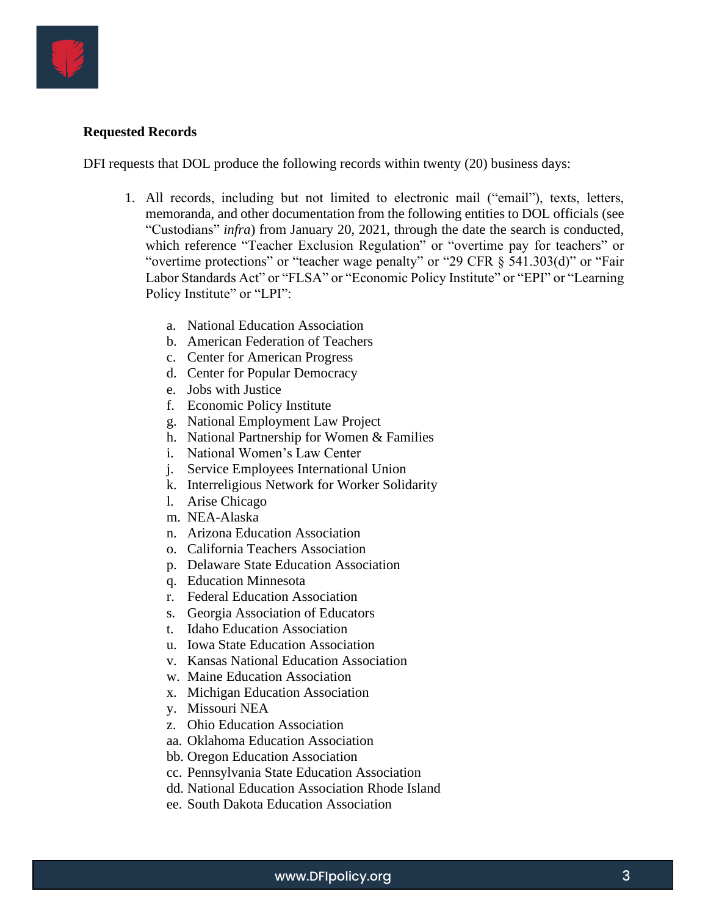**Requested Records**

DFI requests that DOL produce the following records within twenty (20) business days:

1. All records, including but not limited to electronic mail ("email"), texts, letters, memoranda, and other documentation from the following entities to DOL officials (see "Custodians" *infra*) from January 20, 2021, through the date the search is conducted, which reference "Teacher Exclusion Regulation" or "overtime pay for teachers" or "overtime protections" or "teacher wage penalty" or "29 CFR § 541.303(d)" or "Fair Labor Standards Act" or "FLSA" or "Economic Policy Institute" or "EPI" or "Learning Policy Institute" or "LPI":

    a. National Education Association
    b. American Federation of Teachers
    c. Center for American Progress
    d. Center for Popular Democracy
    e. Jobs with Justice
    f. Economic Policy Institute
    g. National Employment Law Project
    h. National Partnership for Women & Families
    i. National Women's Law Center
    j. Service Employees International Union
    k. Interreligious Network for Worker Solidarity
    l. Arise Chicago
    m. NEA-Alaska
    n. Arizona Education Association
    o. California Teachers Association
    p. Delaware State Education Association
    q. Education Minnesota
    r. Federal Education Association
    s. Georgia Association of Educators
    t. Idaho Education Association
    u. Iowa State Education Association
    v. Kansas National Education Association
    w. Maine Education Association
    x. Michigan Education Association
    y. Missouri NEA
    z. Ohio Education Association
    aa. Oklahoma Education Association
    bb. Oregon Education Association
    cc. Pennsylvania State Education Association
    dd. National Education Association Rhode Island
    ee. South Dakota Education Association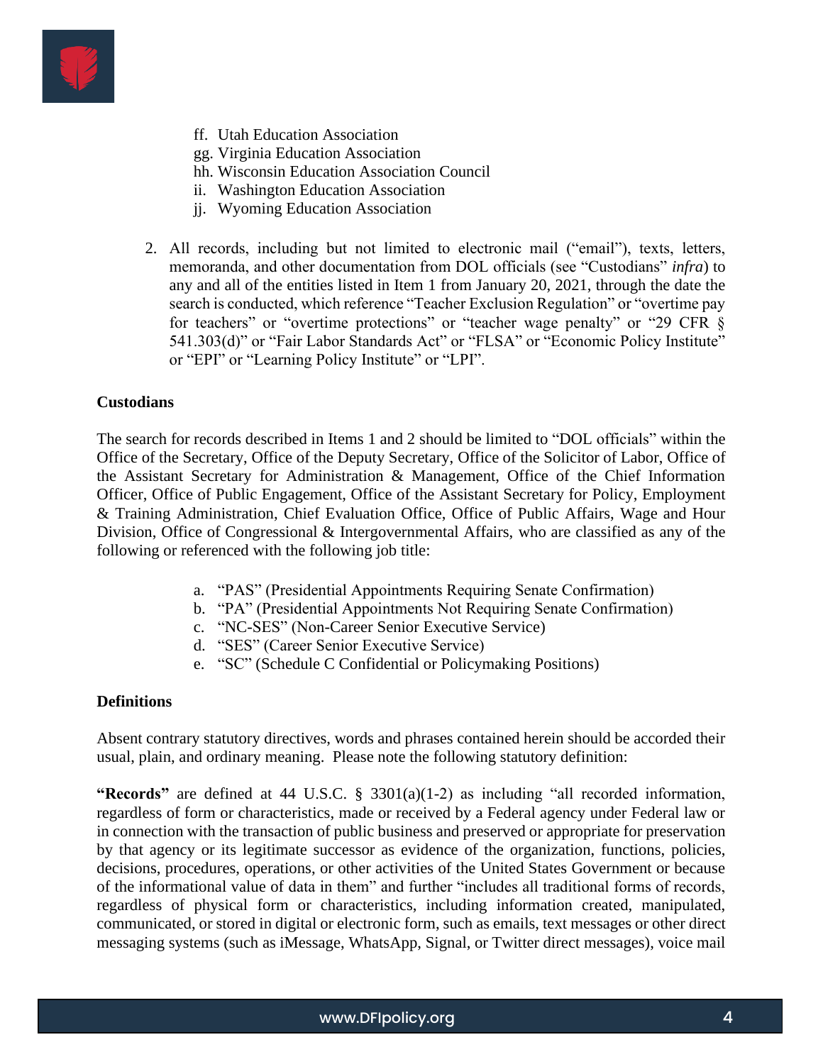ff. Utah Education Association
   gg. Virginia Education Association
   hh. Wisconsin Education Association Council
   ii. Washington Education Association
   jj. Wyoming Education Association

2. All records, including but not limited to electronic mail ("email"), texts, letters, memoranda, and other documentation from DOL officials (see "Custodians" *infra*) to any and all of the entities listed in Item 1 from January 20, 2021, through the date the search is conducted, which reference "Teacher Exclusion Regulation" or "overtime pay for teachers" or "overtime protections" or "teacher wage penalty" or "29 CFR § 541.303(d)" or "Fair Labor Standards Act" or "FLSA" or "Economic Policy Institute" or "EPI" or "Learning Policy Institute" or "LPI".

**Custodians**

The search for records described in Items 1 and 2 should be limited to "DOL officials" within the Office of the Secretary, Office of the Deputy Secretary, Office of the Solicitor of Labor, Office of the Assistant Secretary for Administration & Management, Office of the Chief Information Officer, Office of Public Engagement, Office of the Assistant Secretary for Policy, Employment & Training Administration, Chief Evaluation Office, Office of Public Affairs, Wage and Hour Division, Office of Congressional & Intergovernmental Affairs, who are classified as any of the following or referenced with the following job title:

   a. "PAS" (Presidential Appointments Requiring Senate Confirmation)
   b. "PA" (Presidential Appointments Not Requiring Senate Confirmation)
   c. "NC-SES" (Non-Career Senior Executive Service)
   d. "SES" (Career Senior Executive Service)
   e. "SC" (Schedule C Confidential or Policymaking Positions)

**Definitions**

Absent contrary statutory directives, words and phrases contained herein should be accorded their usual, plain, and ordinary meaning. Please note the following statutory definition:

**"Records"** are defined at 44 U.S.C. § 3301(a)(1-2) as including "all recorded information, regardless of form or characteristics, made or received by a Federal agency under Federal law or in connection with the transaction of public business and preserved or appropriate for preservation by that agency or its legitimate successor as evidence of the organization, functions, policies, decisions, procedures, operations, or other activities of the United States Government or because of the informational value of data in them" and further "includes all traditional forms of records, regardless of physical form or characteristics, including information created, manipulated, communicated, or stored in digital or electronic form, such as emails, text messages or other direct messaging systems (such as iMessage, WhatsApp, Signal, or Twitter direct messages), voice mail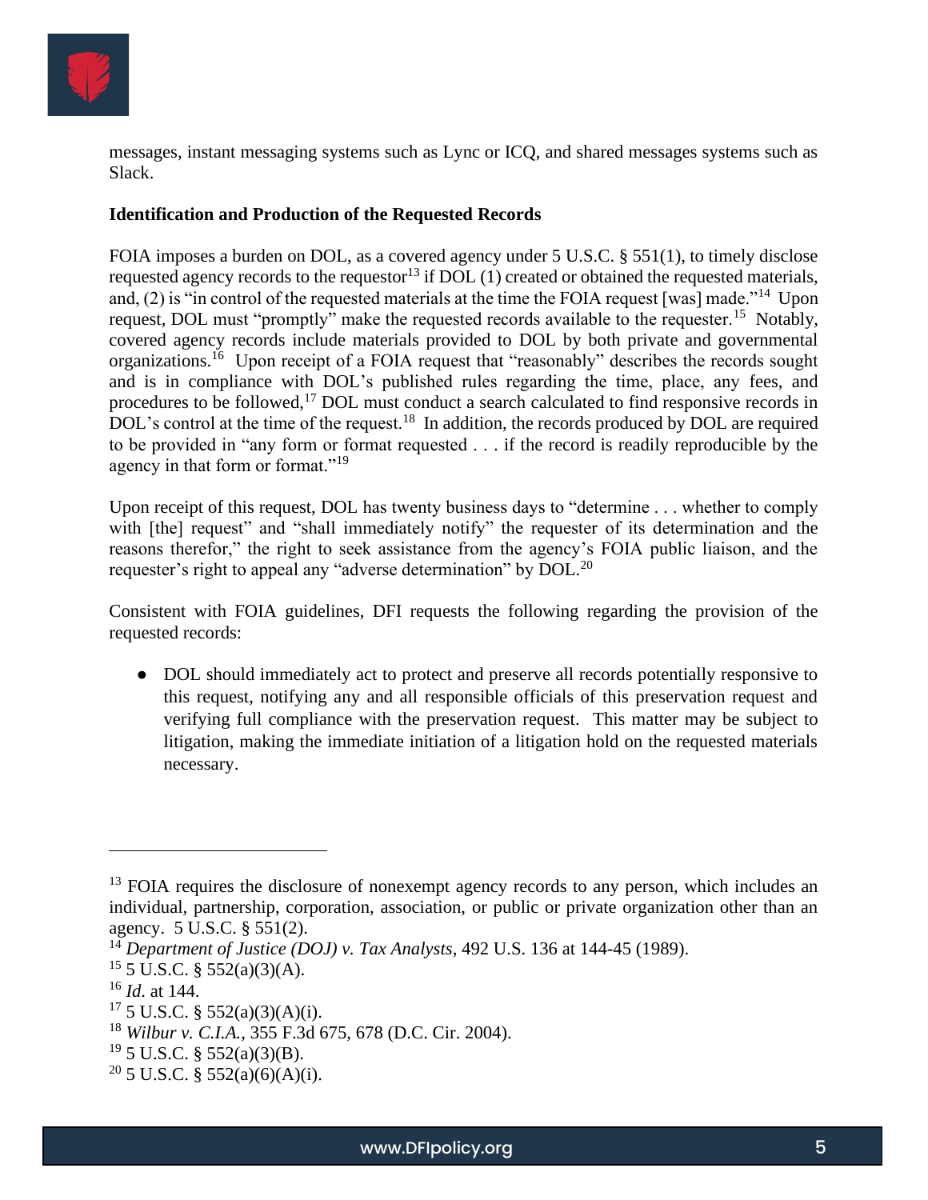messages, instant messaging systems such as Lync or ICQ, and shared messages systems such as Slack.

**Identification and Production of the Requested Records**

FOIA imposes a burden on DOL, as a covered agency under 5 U.S.C. § 551(1), to timely disclose requested agency records to the requestor[13] if DOL (1) created or obtained the requested materials, and, (2) is "in control of the requested materials at the time the FOIA request [was] made."[14] Upon request, DOL must "promptly" make the requested records available to the requester.[15] Notably, covered agency records include materials provided to DOL by both private and governmental organizations.[16] Upon receipt of a FOIA request that "reasonably" describes the records sought and is in compliance with DOL's published rules regarding the time, place, any fees, and procedures to be followed,[17] DOL must conduct a search calculated to find responsive records in DOL's control at the time of the request.[18] In addition, the records produced by DOL are required to be provided in "any form or format requested . . . if the record is readily reproducible by the agency in that form or format."[19]

Upon receipt of this request, DOL has twenty business days to "determine . . . whether to comply with [the] request" and "shall immediately notify" the requester of its determination and the reasons therefor," the right to seek assistance from the agency's FOIA public liaison, and the requester's right to appeal any "adverse determination" by DOL.[20]

Consistent with FOIA guidelines, DFI requests the following regarding the provision of the requested records:

- DOL should immediately act to protect and preserve all records potentially responsive to this request, notifying any and all responsible officials of this preservation request and verifying full compliance with the preservation request. This matter may be subject to litigation, making the immediate initiation of a litigation hold on the requested materials necessary.

---

[13] FOIA requires the disclosure of nonexempt agency records to any person, which includes an individual, partnership, corporation, association, or public or private organization other than an agency. 5 U.S.C. § 551(2).

[14] *Department of Justice (DOJ) v. Tax Analysts*, 492 U.S. 136 at 144-45 (1989).

[15] 5 U.S.C. § 552(a)(3)(A).

[16] *Id*. at 144.

[17] 5 U.S.C. § 552(a)(3)(A)(i).

[18] *Wilbur v. C.I.A.*, 355 F.3d 675, 678 (D.C. Cir. 2004).

[19] 5 U.S.C. § 552(a)(3)(B).

[20] 5 U.S.C. § 552(a)(6)(A)(i).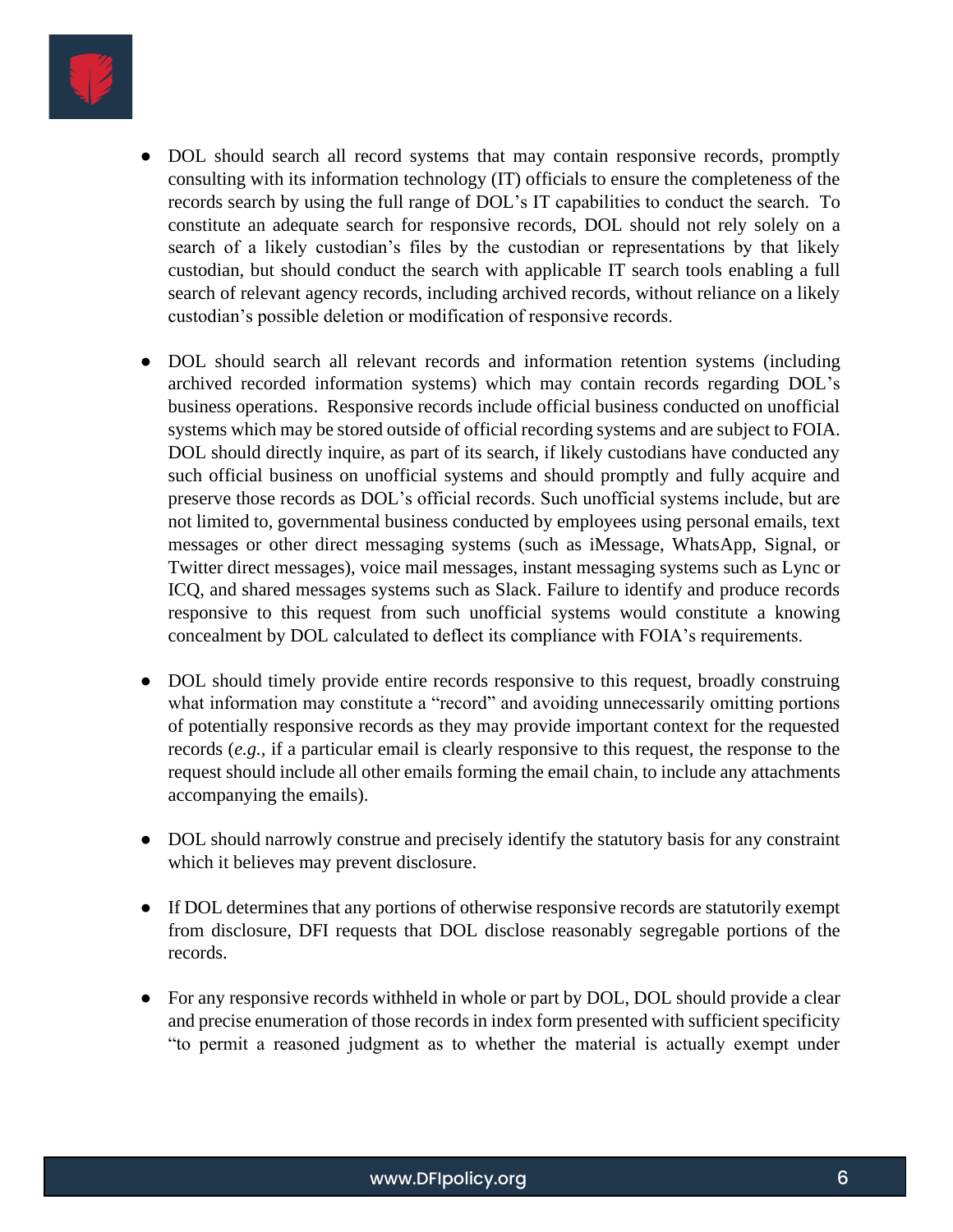- DOL should search all record systems that may contain responsive records, promptly consulting with its information technology (IT) officials to ensure the completeness of the records search by using the full range of DOL's IT capabilities to conduct the search. To constitute an adequate search for responsive records, DOL should not rely solely on a search of a likely custodian's files by the custodian or representations by that likely custodian, but should conduct the search with applicable IT search tools enabling a full search of relevant agency records, including archived records, without reliance on a likely custodian's possible deletion or modification of responsive records.

- DOL should search all relevant records and information retention systems (including archived recorded information systems) which may contain records regarding DOL's business operations. Responsive records include official business conducted on unofficial systems which may be stored outside of official recording systems and are subject to FOIA. DOL should directly inquire, as part of its search, if likely custodians have conducted any such official business on unofficial systems and should promptly and fully acquire and preserve those records as DOL's official records. Such unofficial systems include, but are not limited to, governmental business conducted by employees using personal emails, text messages or other direct messaging systems (such as iMessage, WhatsApp, Signal, or Twitter direct messages), voice mail messages, instant messaging systems such as Lync or ICQ, and shared messages systems such as Slack. Failure to identify and produce records responsive to this request from such unofficial systems would constitute a knowing concealment by DOL calculated to deflect its compliance with FOIA's requirements.

- DOL should timely provide entire records responsive to this request, broadly construing what information may constitute a "record" and avoiding unnecessarily omitting portions of potentially responsive records as they may provide important context for the requested records (*e.g.*, if a particular email is clearly responsive to this request, the response to the request should include all other emails forming the email chain, to include any attachments accompanying the emails).

- DOL should narrowly construe and precisely identify the statutory basis for any constraint which it believes may prevent disclosure.

- If DOL determines that any portions of otherwise responsive records are statutorily exempt from disclosure, DFI requests that DOL disclose reasonably segregable portions of the records.

- For any responsive records withheld in whole or part by DOL, DOL should provide a clear and precise enumeration of those records in index form presented with sufficient specificity "to permit a reasoned judgment as to whether the material is actually exempt under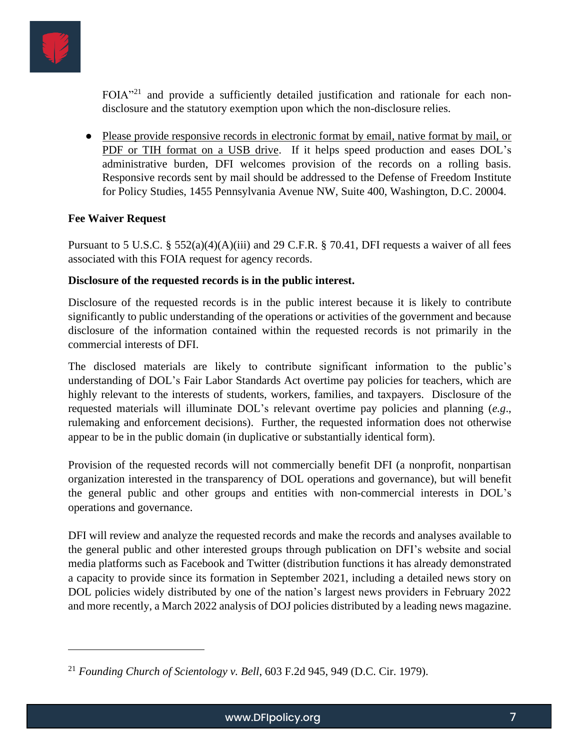FOIA"[21] and provide a sufficiently detailed justification and rationale for each non-disclosure and the statutory exemption upon which the non-disclosure relies.

- Please provide responsive records in electronic format by email, native format by mail, or PDF or TIH format on a USB drive. If it helps speed production and eases DOL's administrative burden, DFI welcomes provision of the records on a rolling basis. Responsive records sent by mail should be addressed to the Defense of Freedom Institute for Policy Studies, 1455 Pennsylvania Avenue NW, Suite 400, Washington, D.C. 20004.

**Fee Waiver Request**

Pursuant to 5 U.S.C. § 552(a)(4)(A)(iii) and 29 C.F.R. § 70.41, DFI requests a waiver of all fees associated with this FOIA request for agency records.

**Disclosure of the requested records is in the public interest.**

Disclosure of the requested records is in the public interest because it is likely to contribute significantly to public understanding of the operations or activities of the government and because disclosure of the information contained within the requested records is not primarily in the commercial interests of DFI.

The disclosed materials are likely to contribute significant information to the public's understanding of DOL's Fair Labor Standards Act overtime pay policies for teachers, which are highly relevant to the interests of students, workers, families, and taxpayers. Disclosure of the requested materials will illuminate DOL's relevant overtime pay policies and planning (*e.g*., rulemaking and enforcement decisions). Further, the requested information does not otherwise appear to be in the public domain (in duplicative or substantially identical form).

Provision of the requested records will not commercially benefit DFI (a nonprofit, nonpartisan organization interested in the transparency of DOL operations and governance), but will benefit the general public and other groups and entities with non-commercial interests in DOL's operations and governance.

DFI will review and analyze the requested records and make the records and analyses available to the general public and other interested groups through publication on DFI's website and social media platforms such as Facebook and Twitter (distribution functions it has already demonstrated a capacity to provide since its formation in September 2021, including a detailed news story on DOL policies widely distributed by one of the nation's largest news providers in February 2022 and more recently, a March 2022 analysis of DOJ policies distributed by a leading news magazine.

---

[21] *Founding Church of Scientology v. Bell*, 603 F.2d 945, 949 (D.C. Cir. 1979).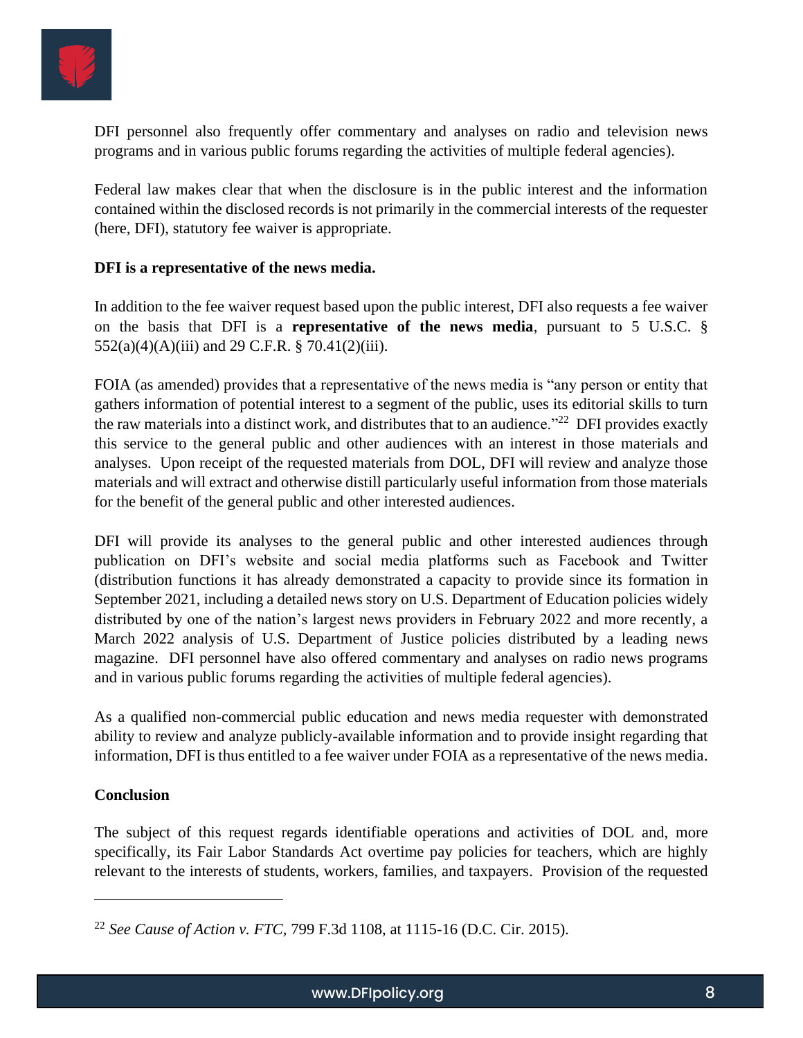DFI personnel also frequently offer commentary and analyses on radio and television news programs and in various public forums regarding the activities of multiple federal agencies).

Federal law makes clear that when the disclosure is in the public interest and the information contained within the disclosed records is not primarily in the commercial interests of the requester (here, DFI), statutory fee waiver is appropriate.

**DFI is a representative of the news media.**

In addition to the fee waiver request based upon the public interest, DFI also requests a fee waiver on the basis that DFI is a **representative of the news media**, pursuant to 5 U.S.C. § 552(a)(4)(A)(iii) and 29 C.F.R. § 70.41(2)(iii).

FOIA (as amended) provides that a representative of the news media is "any person or entity that gathers information of potential interest to a segment of the public, uses its editorial skills to turn the raw materials into a distinct work, and distributes that to an audience."[22] DFI provides exactly this service to the general public and other audiences with an interest in those materials and analyses. Upon receipt of the requested materials from DOL, DFI will review and analyze those materials and will extract and otherwise distill particularly useful information from those materials for the benefit of the general public and other interested audiences.

DFI will provide its analyses to the general public and other interested audiences through publication on DFI's website and social media platforms such as Facebook and Twitter (distribution functions it has already demonstrated a capacity to provide since its formation in September 2021, including a detailed news story on U.S. Department of Education policies widely distributed by one of the nation's largest news providers in February 2022 and more recently, a March 2022 analysis of U.S. Department of Justice policies distributed by a leading news magazine. DFI personnel have also offered commentary and analyses on radio news programs and in various public forums regarding the activities of multiple federal agencies).

As a qualified non-commercial public education and news media requester with demonstrated ability to review and analyze publicly-available information and to provide insight regarding that information, DFI is thus entitled to a fee waiver under FOIA as a representative of the news media.

**Conclusion**

The subject of this request regards identifiable operations and activities of DOL and, more specifically, its Fair Labor Standards Act overtime pay policies for teachers, which are highly relevant to the interests of students, workers, families, and taxpayers. Provision of the requested

---

[22] *See Cause of Action v. FTC*, 799 F.3d 1108, at 1115-16 (D.C. Cir. 2015).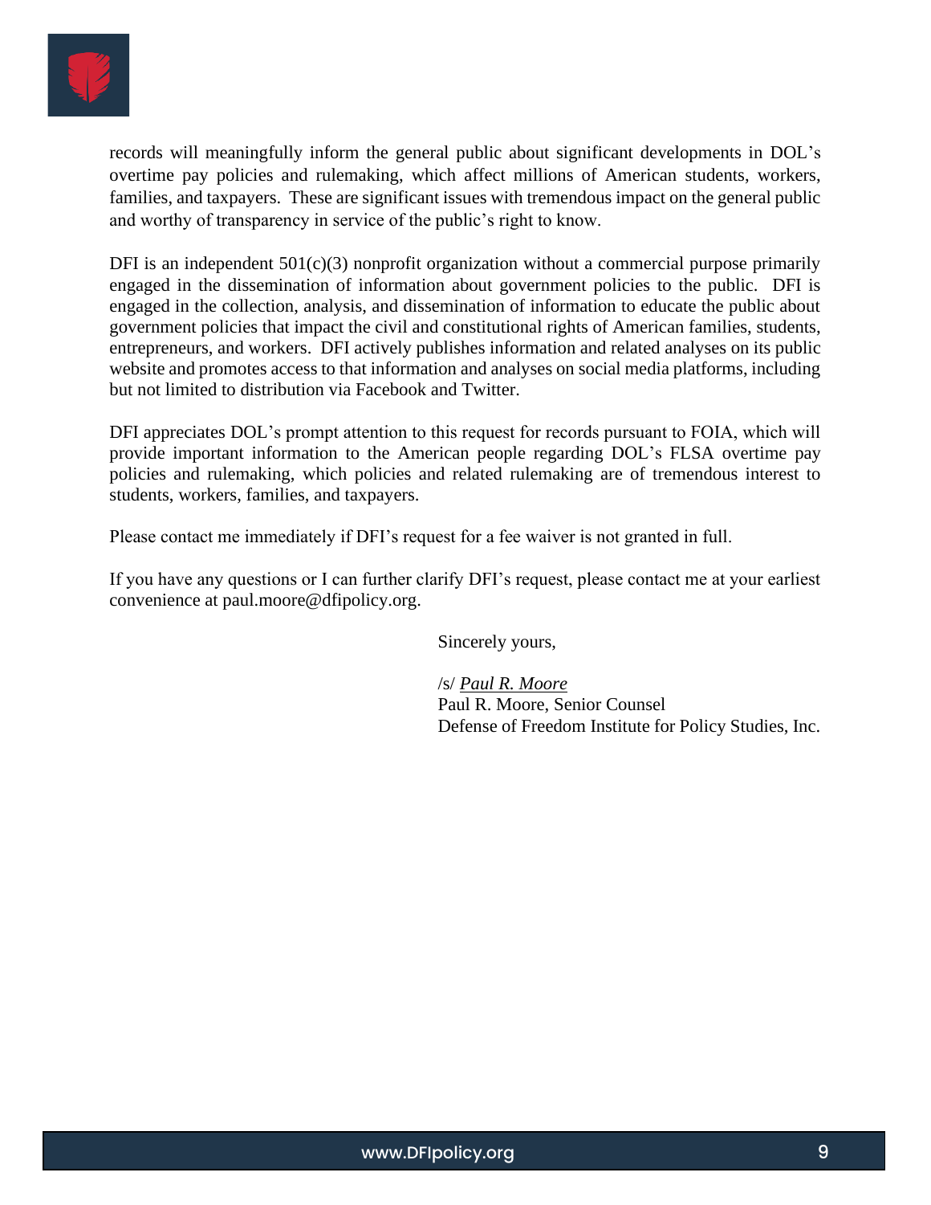records will meaningfully inform the general public about significant developments in DOL's overtime pay policies and rulemaking, which affect millions of American students, workers, families, and taxpayers. These are significant issues with tremendous impact on the general public and worthy of transparency in service of the public's right to know.

DFI is an independent 501(c)(3) nonprofit organization without a commercial purpose primarily engaged in the dissemination of information about government policies to the public. DFI is engaged in the collection, analysis, and dissemination of information to educate the public about government policies that impact the civil and constitutional rights of American families, students, entrepreneurs, and workers. DFI actively publishes information and related analyses on its public website and promotes access to that information and analyses on social media platforms, including but not limited to distribution via Facebook and Twitter.

DFI appreciates DOL's prompt attention to this request for records pursuant to FOIA, which will provide important information to the American people regarding DOL's FLSA overtime pay policies and rulemaking, which policies and related rulemaking are of tremendous interest to students, workers, families, and taxpayers.

Please contact me immediately if DFI's request for a fee waiver is not granted in full.

If you have any questions or I can further clarify DFI's request, please contact me at your earliest convenience at paul.moore@dfipolicy.org.

Sincerely yours,

/s/ *Paul R. Moore*
Paul R. Moore, Senior Counsel
Defense of Freedom Institute for Policy Studies, Inc.